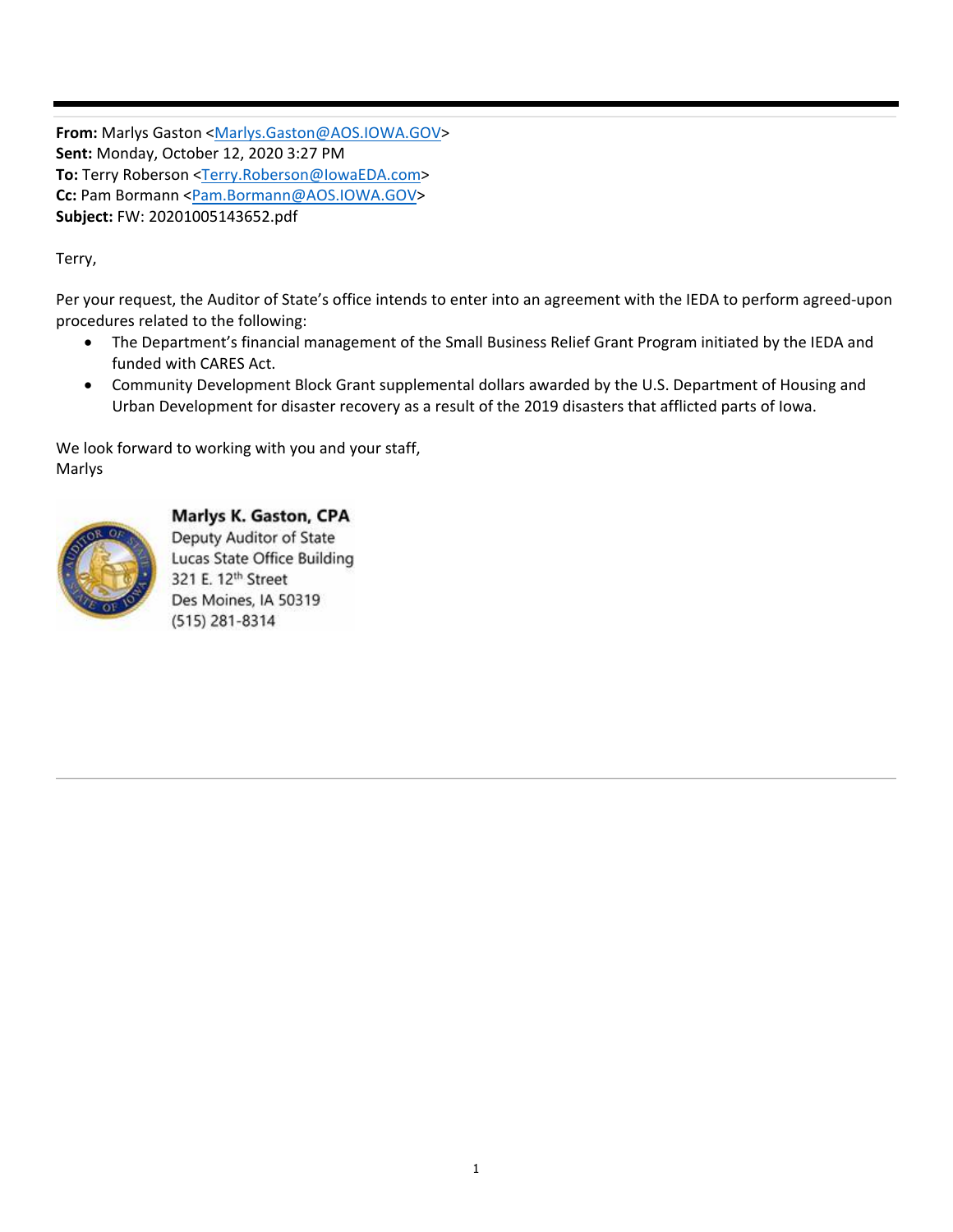**From:** Marlys Gaston <Marlys.Gaston@AOS.IOWA.GOV>
**Sent:** Monday, October 12, 2020 3:27 PM
**To:** Terry Roberson <Terry.Roberson@IowaEDA.com>
**Cc:** Pam Bormann <Pam.Bormann@AOS.IOWA.GOV>
**Subject:** FW: 20201005143652.pdf

Terry,

Per your request, the Auditor of State's office intends to enter into an agreement with the IEDA to perform agreed-upon procedures related to the following:

- The Department's financial management of the Small Business Relief Grant Program initiated by the IEDA and funded with CARES Act.
- Community Development Block Grant supplemental dollars awarded by the U.S. Department of Housing and Urban Development for disaster recovery as a result of the 2019 disasters that afflicted parts of Iowa.

We look forward to working with you and your staff,
Marlys

**Marlys K. Gaston, CPA**
Deputy Auditor of State
Lucas State Office Building
321 E. 12th Street
Des Moines, IA 50319
(515) 281-8314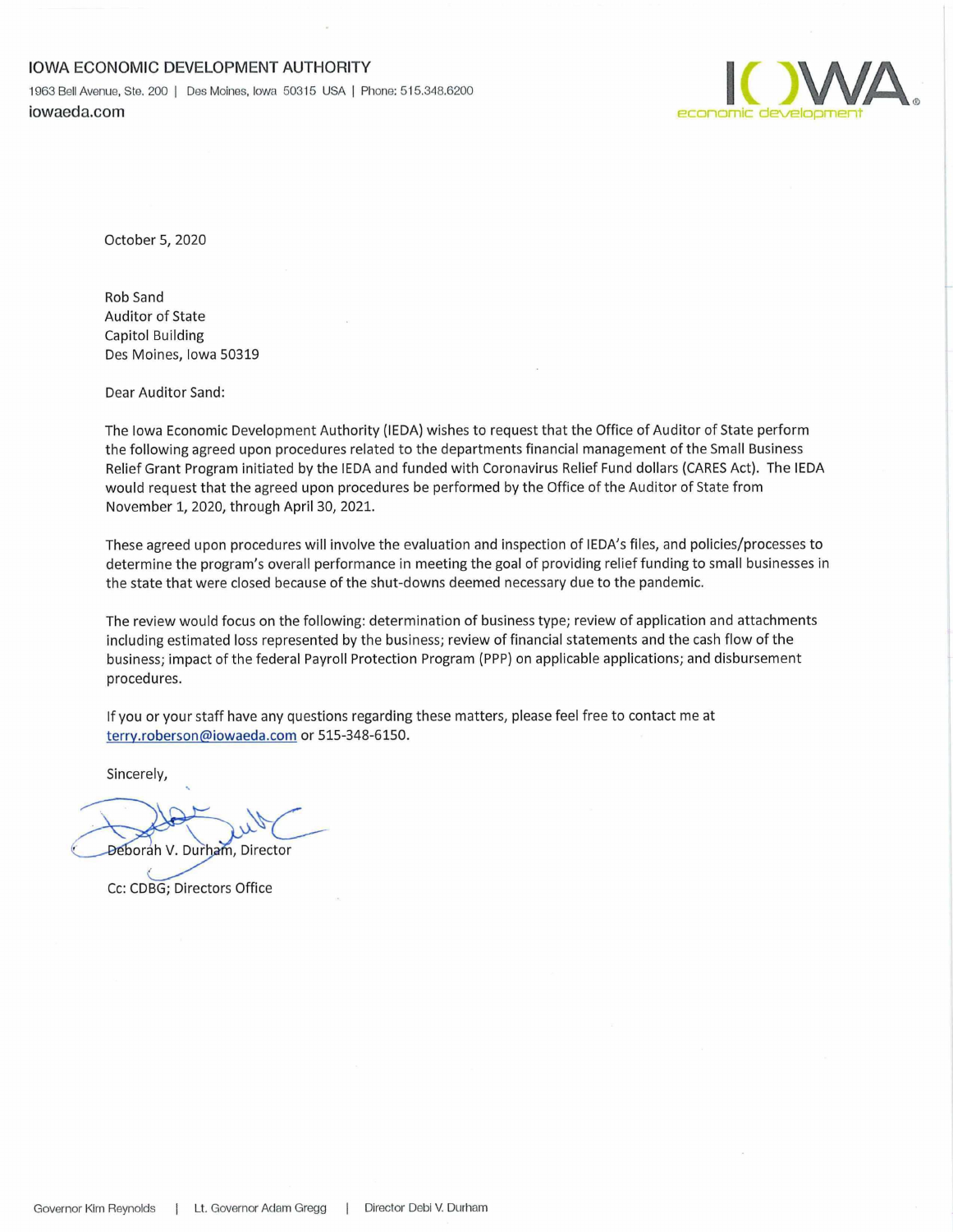**IOWA ECONOMIC DEVELOPMENT AUTHORITY**
1963 Bell Avenue, Ste. 200 | Des Moines, Iowa 50315 USA | Phone: 515.348.6200
**iowaeda.com**

October 5, 2020

Rob Sand
Auditor of State
Capitol Building
Des Moines, Iowa 50319

Dear Auditor Sand:

The Iowa Economic Development Authority (IEDA) wishes to request that the Office of Auditor of State perform the following agreed upon procedures related to the departments financial management of the Small Business Relief Grant Program initiated by the IEDA and funded with Coronavirus Relief Fund dollars (CARES Act). The IEDA would request that the agreed upon procedures be performed by the Office of the Auditor of State from November 1, 2020, through April 30, 2021.

These agreed upon procedures will involve the evaluation and inspection of IEDA's files, and policies/processes to determine the program's overall performance in meeting the goal of providing relief funding to small businesses in the state that were closed because of the shut-downs deemed necessary due to the pandemic.

The review would focus on the following: determination of business type; review of application and attachments including estimated loss represented by the business; review of financial statements and the cash flow of the business; impact of the federal Payroll Protection Program (PPP) on applicable applications; and disbursement procedures.

If you or your staff have any questions regarding these matters, please feel free to contact me at terry.roberson@iowaeda.com or 515-348-6150.

Sincerely,

Deborah V. Durham, Director

Cc: CDBG; Directors Office

Governor Kim Reynolds | Lt. Governor Adam Gregg | Director Debi V. Durham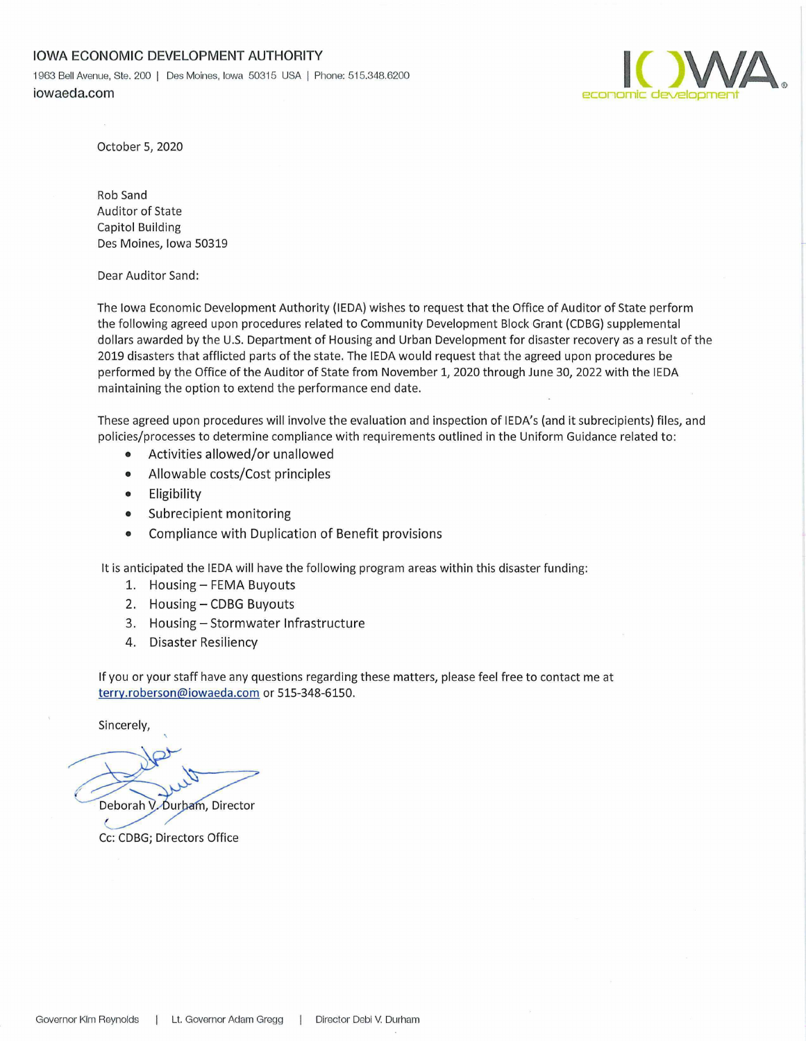IOWA ECONOMIC DEVELOPMENT AUTHORITY

1963 Bell Avenue, Ste. 200 | Des Moines, Iowa 50315 USA | Phone: 515.348.6200

iowaeda.com

October 5, 2020

Rob Sand
Auditor of State
Capitol Building
Des Moines, Iowa 50319

Dear Auditor Sand:

The Iowa Economic Development Authority (IEDA) wishes to request that the Office of Auditor of State perform the following agreed upon procedures related to Community Development Block Grant (CDBG) supplemental dollars awarded by the U.S. Department of Housing and Urban Development for disaster recovery as a result of the 2019 disasters that afflicted parts of the state. The IEDA would request that the agreed upon procedures be performed by the Office of the Auditor of State from November 1, 2020 through June 30, 2022 with the IEDA maintaining the option to extend the performance end date.

These agreed upon procedures will involve the evaluation and inspection of IEDA's (and it subrecipients) files, and policies/processes to determine compliance with requirements outlined in the Uniform Guidance related to:

- Activities allowed/or unallowed
- Allowable costs/Cost principles
- Eligibility
- Subrecipient monitoring
- Compliance with Duplication of Benefit provisions

It is anticipated the IEDA will have the following program areas within this disaster funding:

1. Housing – FEMA Buyouts
2. Housing – CDBG Buyouts
3. Housing – Stormwater Infrastructure
4. Disaster Resiliency

If you or your staff have any questions regarding these matters, please feel free to contact me at terry.roberson@iowaeda.com or 515-348-6150.

Sincerely,

Deborah V. Durham, Director

Cc: CDBG; Directors Office